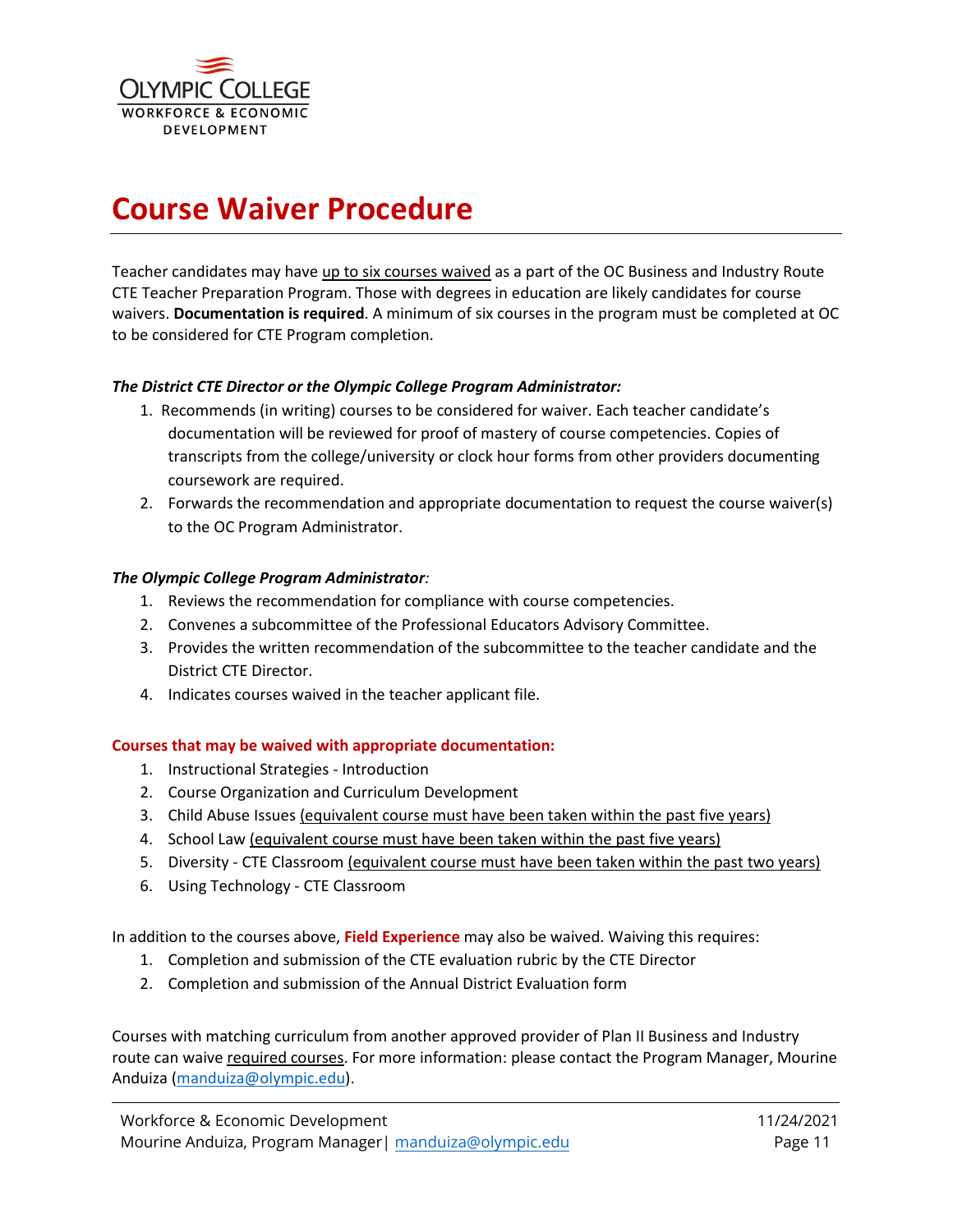# Course Waiver Procedure

Teacher candidates may have up to six courses waived as a part of the OC Business and Industry Route CTE Teacher Preparation Program. Those with degrees in education are likely candidates for course waivers. **Documentation is required**. A minimum of six courses in the program must be completed at OC to be considered for CTE Program completion.

***The District CTE Director or the Olympic College Program Administrator:***

1. Recommends (in writing) courses to be considered for waiver. Each teacher candidate's documentation will be reviewed for proof of mastery of course competencies. Copies of transcripts from the college/university or clock hour forms from other providers documenting coursework are required.
2. Forwards the recommendation and appropriate documentation to request the course waiver(s) to the OC Program Administrator.

***The Olympic College Program Administrator:***

1. Reviews the recommendation for compliance with course competencies.
2. Convenes a subcommittee of the Professional Educators Advisory Committee.
3. Provides the written recommendation of the subcommittee to the teacher candidate and the District CTE Director.
4. Indicates courses waived in the teacher applicant file.

**Courses that may be waived with appropriate documentation:**

1. Instructional Strategies - Introduction
2. Course Organization and Curriculum Development
3. Child Abuse Issues (equivalent course must have been taken within the past five years)
4. School Law (equivalent course must have been taken within the past five years)
5. Diversity - CTE Classroom (equivalent course must have been taken within the past two years)
6. Using Technology - CTE Classroom

In addition to the courses above, **Field Experience** may also be waived. Waiving this requires:

1. Completion and submission of the CTE evaluation rubric by the CTE Director
2. Completion and submission of the Annual District Evaluation form

Courses with matching curriculum from another approved provider of Plan II Business and Industry route can waive required courses. For more information: please contact the Program Manager, Mourine Anduiza (manduiza@olympic.edu).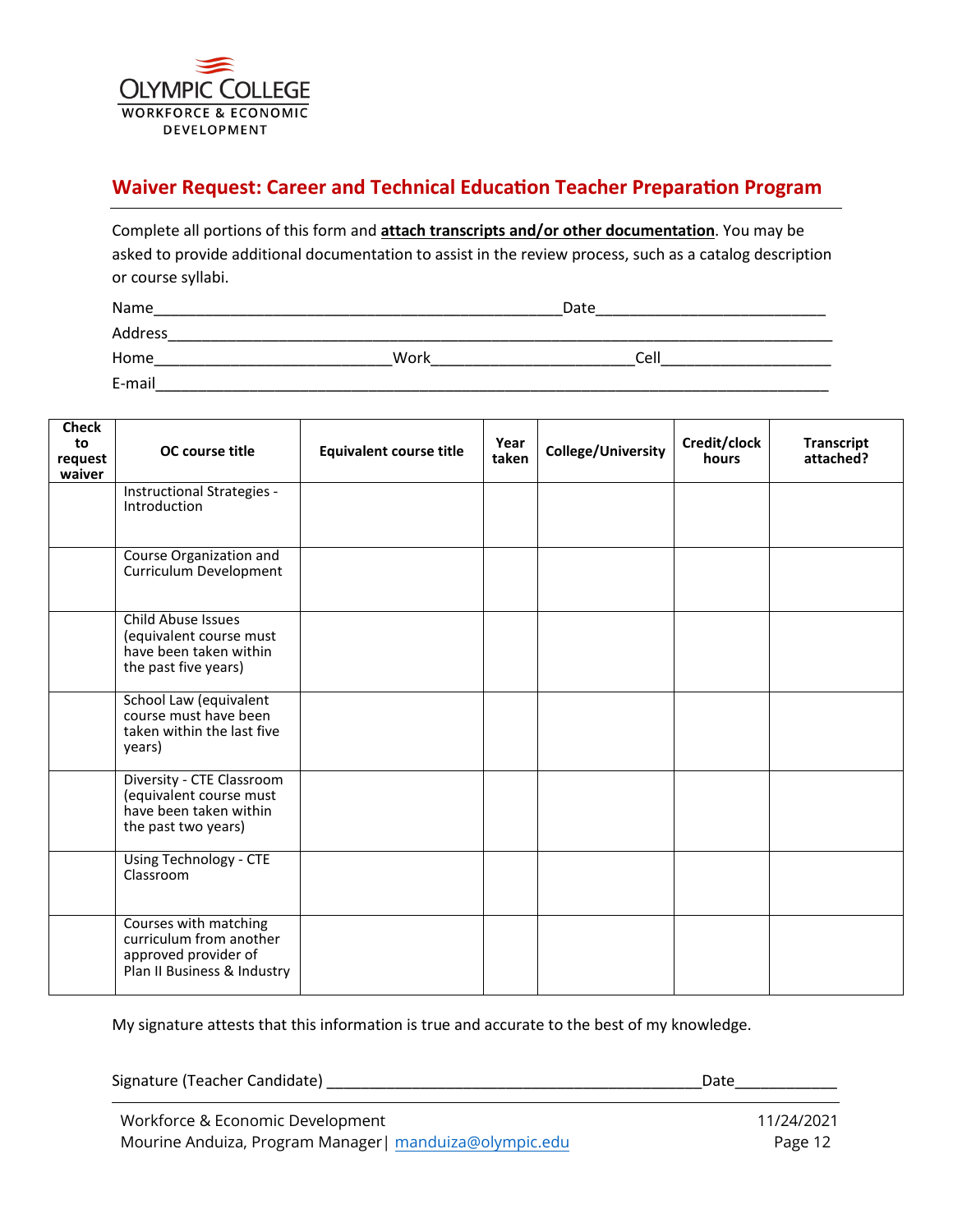OLYMPIC COLLEGE
WORKFORCE & ECONOMIC DEVELOPMENT

## Waiver Request: Career and Technical Education Teacher Preparation Program

Complete all portions of this form and **attach transcripts and/or other documentation**. You may be asked to provide additional documentation to assist in the review process, such as a catalog description or course syllabi.

Name_______________________________________________Date__________________________

Address____________________________________________________________________________

Home__________________________Work______________________Cell___________________

E-mail_____________________________________________________________________________

| Check to request waiver | OC course title | Equivalent course title | Year taken | College/University | Credit/clock hours | Transcript attached? |
|---|---|---|---|---|---|---|
| | Instructional Strategies - Introduction | | | | | |
| | Course Organization and Curriculum Development | | | | | |
| | Child Abuse Issues (equivalent course must have been taken within the past five years) | | | | | |
| | School Law (equivalent course must have been taken within the last five years) | | | | | |
| | Diversity - CTE Classroom (equivalent course must have been taken within the past two years) | | | | | |
| | Using Technology - CTE Classroom | | | | | |
| | Courses with matching curriculum from another approved provider of Plan II Business & Industry | | | | | |

My signature attests that this information is true and accurate to the best of my knowledge.

Signature (Teacher Candidate) ___________________________________________Date____________

Workforce & Economic Development
Mourine Anduiza, Program Manager| manduiza@olympic.edu
11/24/2021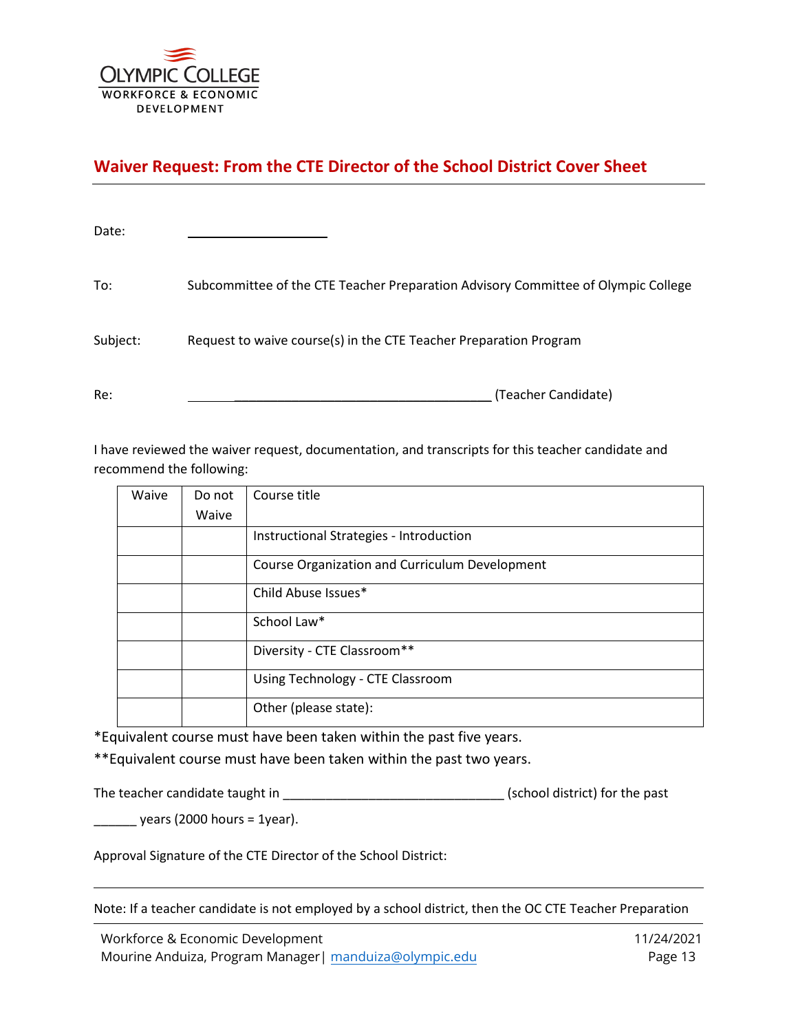## Waiver Request: From the CTE Director of the School District Cover Sheet

Date: ____________________

To: Subcommittee of the CTE Teacher Preparation Advisory Committee of Olympic College

Subject: Request to waive course(s) in the CTE Teacher Preparation Program

Re: ________________________________________ (Teacher Candidate)

I have reviewed the waiver request, documentation, and transcripts for this teacher candidate and recommend the following:

| Waive | Do not Waive | Course title |
|---|---|---|
| | | Instructional Strategies - Introduction |
| | | Course Organization and Curriculum Development |
| | | Child Abuse Issues* |
| | | School Law* |
| | | Diversity - CTE Classroom** |
| | | Using Technology - CTE Classroom |
| | | Other (please state): |

*Equivalent course must have been taken within the past five years.

**Equivalent course must have been taken within the past two years.

The teacher candidate taught in _______________________________ (school district) for the past ______ years (2000 hours = 1year).

Approval Signature of the CTE Director of the School District:

Note: If a teacher candidate is not employed by a school district, then the OC CTE Teacher Preparation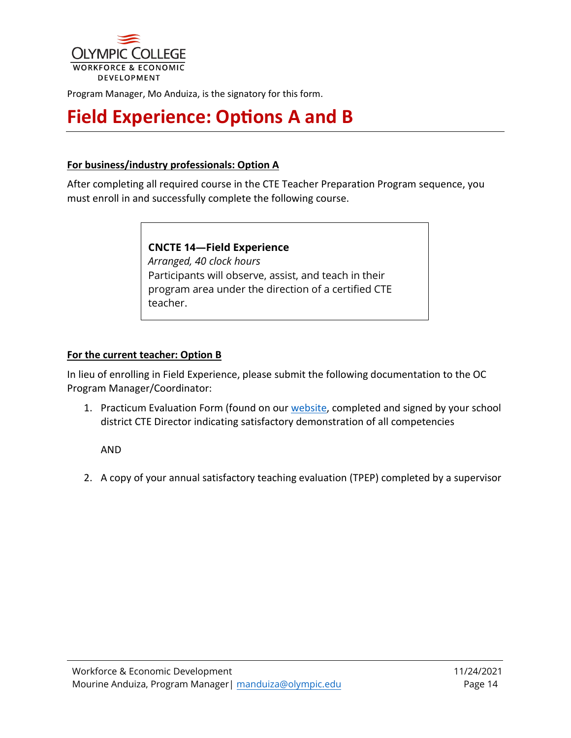Program Manager, Mo Anduiza, is the signatory for this form.

# Field Experience: Options A and B

**For business/industry professionals: Option A**

After completing all required course in the CTE Teacher Preparation Program sequence, you must enroll in and successfully complete the following course.

> **CNCTE 14—Field Experience**
> *Arranged, 40 clock hours*
> Participants will observe, assist, and teach in their program area under the direction of a certified CTE teacher.

**For the current teacher: Option B**

In lieu of enrolling in Field Experience, please submit the following documentation to the OC Program Manager/Coordinator:

1. Practicum Evaluation Form (found on our website, completed and signed by your school district CTE Director indicating satisfactory demonstration of all competencies

   AND

2. A copy of your annual satisfactory teaching evaluation (TPEP) completed by a supervisor